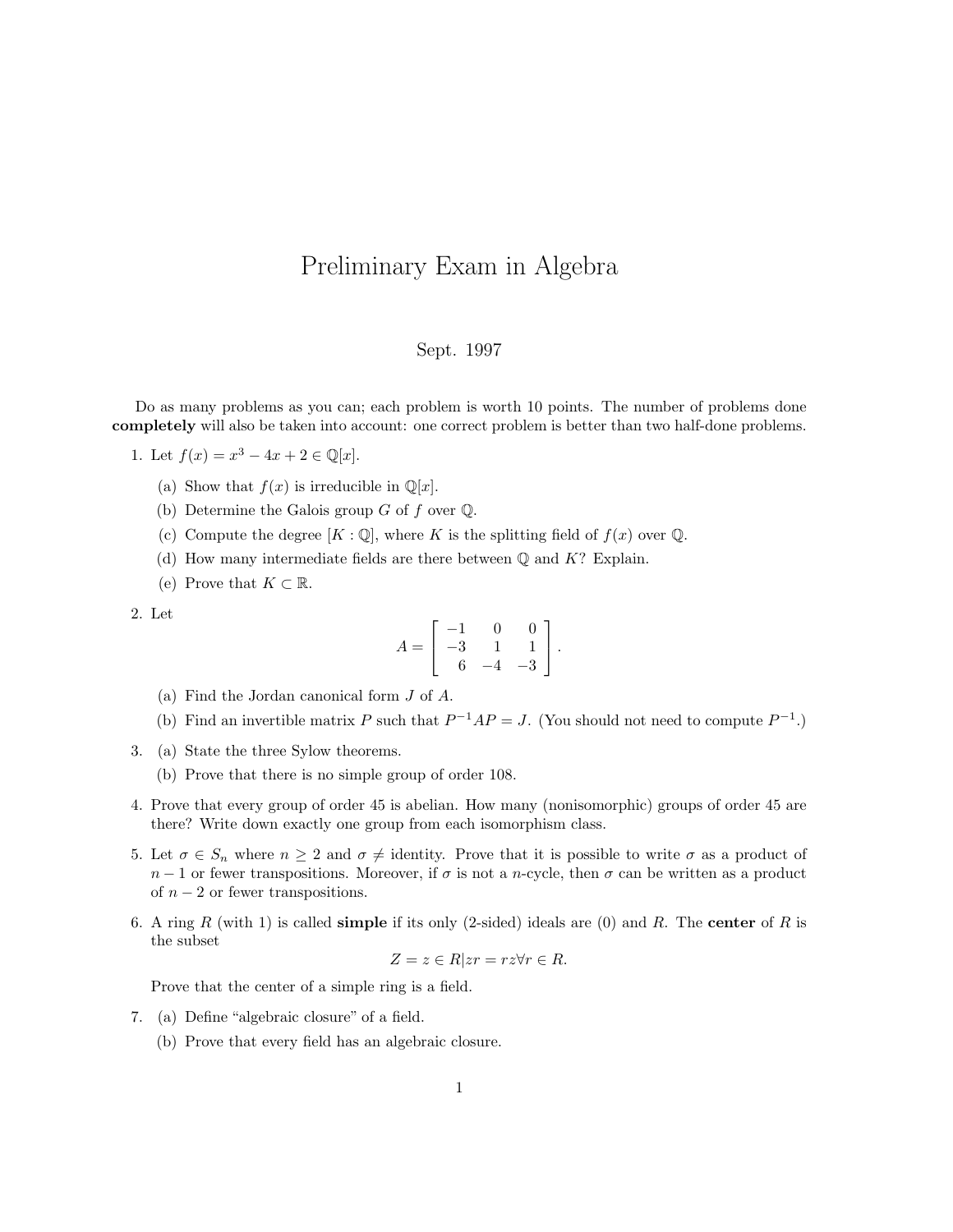# Preliminary Exam in Algebra

Sept. 1997

Do as many problems as you can; each problem is worth 10 points. The number of problems done **completely** will also be taken into account: one correct problem is better than two half-done problems.

1. Let $f(x) = x^3 - 4x + 2 \in \mathbb{Q}[x]$.
   (a) Show that $f(x)$ is irreducible in $\mathbb{Q}[x]$.
   (b) Determine the Galois group $G$ of $f$ over $\mathbb{Q}$.
   (c) Compute the degree $[K : \mathbb{Q}]$, where $K$ is the splitting field of $f(x)$ over $\mathbb{Q}$.
   (d) How many intermediate fields are there between $\mathbb{Q}$ and $K$? Explain.
   (e) Prove that $K \subset \mathbb{R}$.

2. Let
$$A = \begin{bmatrix} -1 & 0 & 0 \\ -3 & 1 & 1 \\ 6 & -4 & -3 \end{bmatrix}.$$
   (a) Find the Jordan canonical form $J$ of $A$.
   (b) Find an invertible matrix $P$ such that $P^{-1}AP = J$. (You should not need to compute $P^{-1}$.)

3. (a) State the three Sylow theorems.
   (b) Prove that there is no simple group of order 108.

4. Prove that every group of order 45 is abelian. How many (nonisomorphic) groups of order 45 are there? Write down exactly one group from each isomorphism class.

5. Let $\sigma \in S_n$ where $n \geq 2$ and $\sigma \neq$ identity. Prove that it is possible to write $\sigma$ as a product of $n-1$ or fewer transpositions. Moreover, if $\sigma$ is not a $n$-cycle, then $\sigma$ can be written as a product of $n-2$ or fewer transpositions.

6. A ring $R$ (with 1) is called **simple** if its only (2-sided) ideals are $(0)$ and $R$. The **center** of $R$ is the subset
$$Z = z \in R | zr = rz \forall r \in R.$$
   Prove that the center of a simple ring is a field.

7. (a) Define "algebraic closure" of a field.
   (b) Prove that every field has an algebraic closure.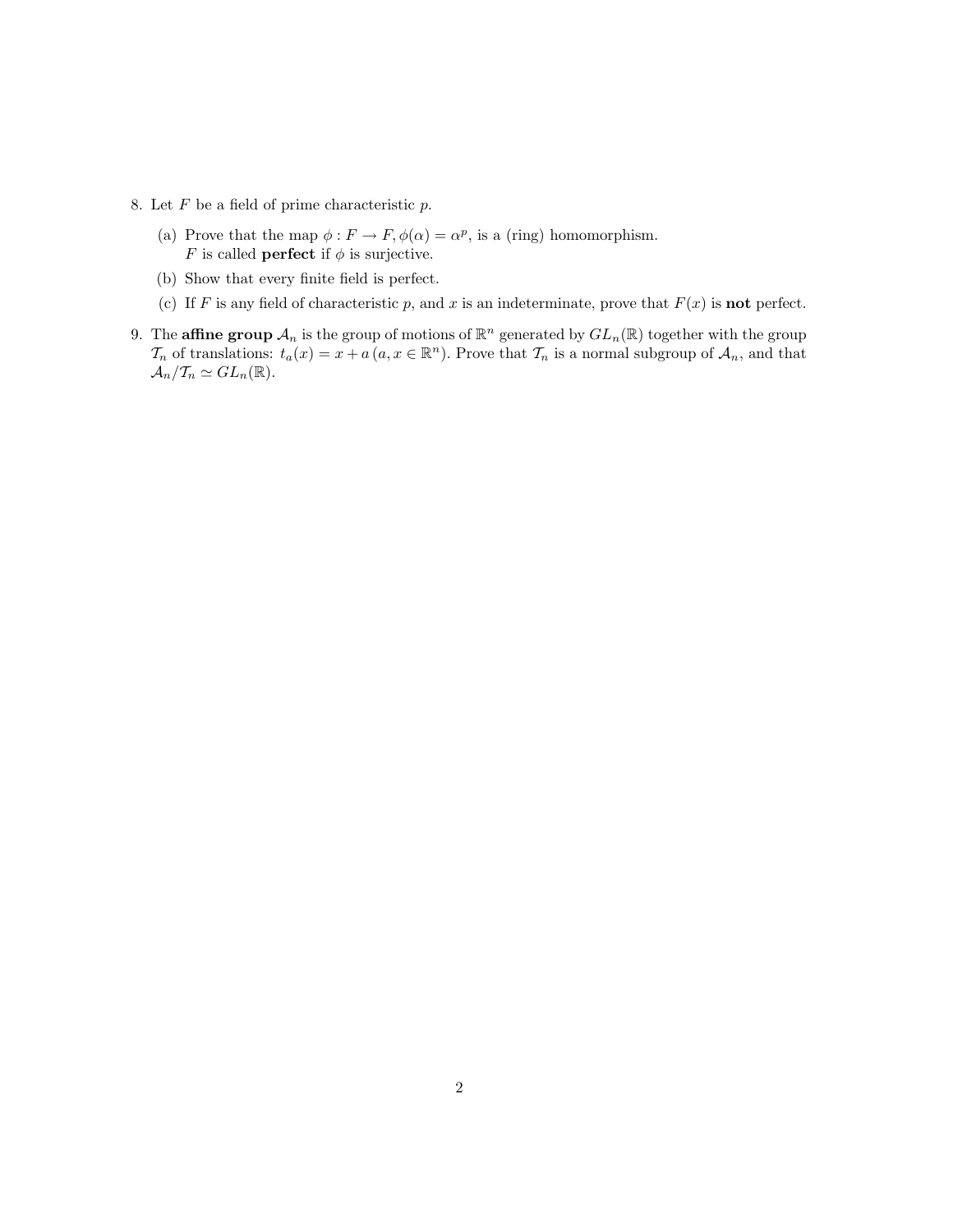8. Let $F$ be a field of prime characteristic $p$.

   (a) Prove that the map $\phi : F \to F, \phi(\alpha) = \alpha^p$, is a (ring) homomorphism.
   $F$ is called **perfect** if $\phi$ is surjective.

   (b) Show that every finite field is perfect.

   (c) If $F$ is any field of characteristic $p$, and $x$ is an indeterminate, prove that $F(x)$ is **not** perfect.

9. The **affine group** $\mathcal{A}_n$ is the group of motions of $\mathbb{R}^n$ generated by $GL_n(\mathbb{R})$ together with the group $\mathcal{T}_n$ of translations: $t_a(x) = x + a \, (a, x \in \mathbb{R}^n)$. Prove that $\mathcal{T}_n$ is a normal subgroup of $\mathcal{A}_n$, and that $\mathcal{A}_n / \mathcal{T}_n \simeq GL_n(\mathbb{R})$.